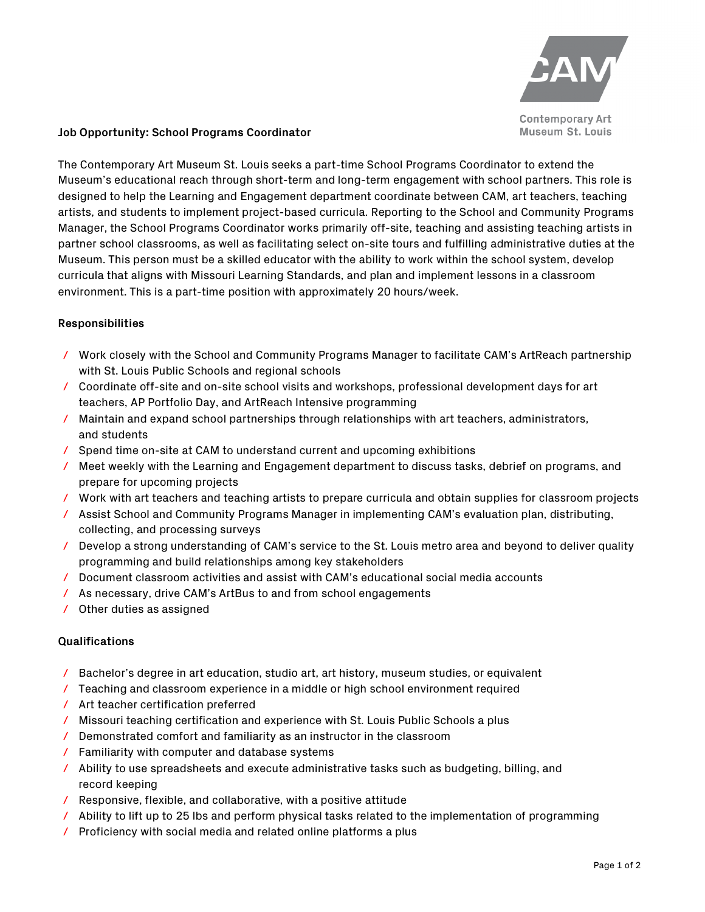CAM

Contemporary Art Museum St. Louis

**Job Opportunity: School Programs Coordinator**

The Contemporary Art Museum St. Louis seeks a part-time School Programs Coordinator to extend the Museum's educational reach through short-term and long-term engagement with school partners. This role is designed to help the Learning and Engagement department coordinate between CAM, art teachers, teaching artists, and students to implement project-based curricula. Reporting to the School and Community Programs Manager, the School Programs Coordinator works primarily off-site, teaching and assisting teaching artists in partner school classrooms, as well as facilitating select on-site tours and fulfilling administrative duties at the Museum. This person must be a skilled educator with the ability to work within the school system, develop curricula that aligns with Missouri Learning Standards, and plan and implement lessons in a classroom environment. This is a part-time position with approximately 20 hours/week.

**Responsibilities**

- Work closely with the School and Community Programs Manager to facilitate CAM's ArtReach partnership with St. Louis Public Schools and regional schools
- Coordinate off-site and on-site school visits and workshops, professional development days for art teachers, AP Portfolio Day, and ArtReach Intensive programming
- Maintain and expand school partnerships through relationships with art teachers, administrators, and students
- Spend time on-site at CAM to understand current and upcoming exhibitions
- Meet weekly with the Learning and Engagement department to discuss tasks, debrief on programs, and prepare for upcoming projects
- Work with art teachers and teaching artists to prepare curricula and obtain supplies for classroom projects
- Assist School and Community Programs Manager in implementing CAM's evaluation plan, distributing, collecting, and processing surveys
- Develop a strong understanding of CAM's service to the St. Louis metro area and beyond to deliver quality programming and build relationships among key stakeholders
- Document classroom activities and assist with CAM's educational social media accounts
- As necessary, drive CAM's ArtBus to and from school engagements
- Other duties as assigned

**Qualifications**

- Bachelor's degree in art education, studio art, art history, museum studies, or equivalent
- Teaching and classroom experience in a middle or high school environment required
- Art teacher certification preferred
- Missouri teaching certification and experience with St. Louis Public Schools a plus
- Demonstrated comfort and familiarity as an instructor in the classroom
- Familiarity with computer and database systems
- Ability to use spreadsheets and execute administrative tasks such as budgeting, billing, and record keeping
- Responsive, flexible, and collaborative, with a positive attitude
- Ability to lift up to 25 lbs and perform physical tasks related to the implementation of programming
- Proficiency with social media and related online platforms a plus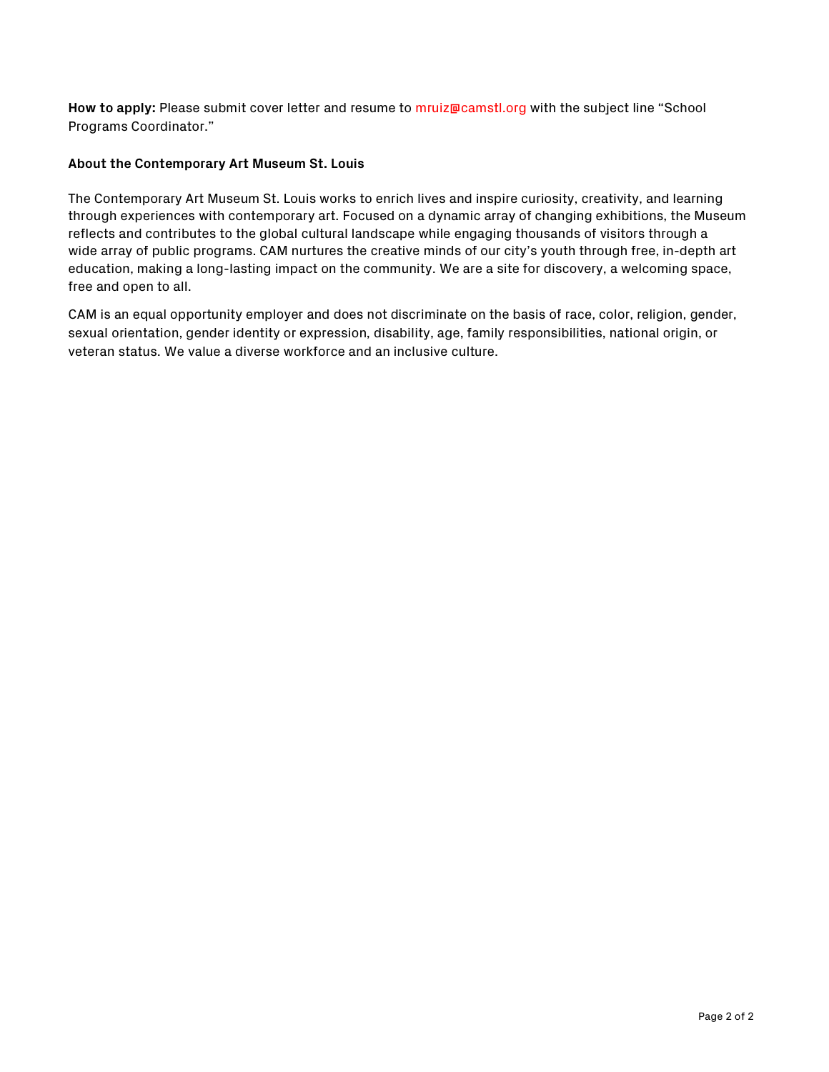**How to apply:** Please submit cover letter and resume to mruiz@camstl.org with the subject line "School Programs Coordinator."

**About the Contemporary Art Museum St. Louis**

The Contemporary Art Museum St. Louis works to enrich lives and inspire curiosity, creativity, and learning through experiences with contemporary art. Focused on a dynamic array of changing exhibitions, the Museum reflects and contributes to the global cultural landscape while engaging thousands of visitors through a wide array of public programs. CAM nurtures the creative minds of our city's youth through free, in-depth art education, making a long-lasting impact on the community. We are a site for discovery, a welcoming space, free and open to all.

CAM is an equal opportunity employer and does not discriminate on the basis of race, color, religion, gender, sexual orientation, gender identity or expression, disability, age, family responsibilities, national origin, or veteran status. We value a diverse workforce and an inclusive culture.